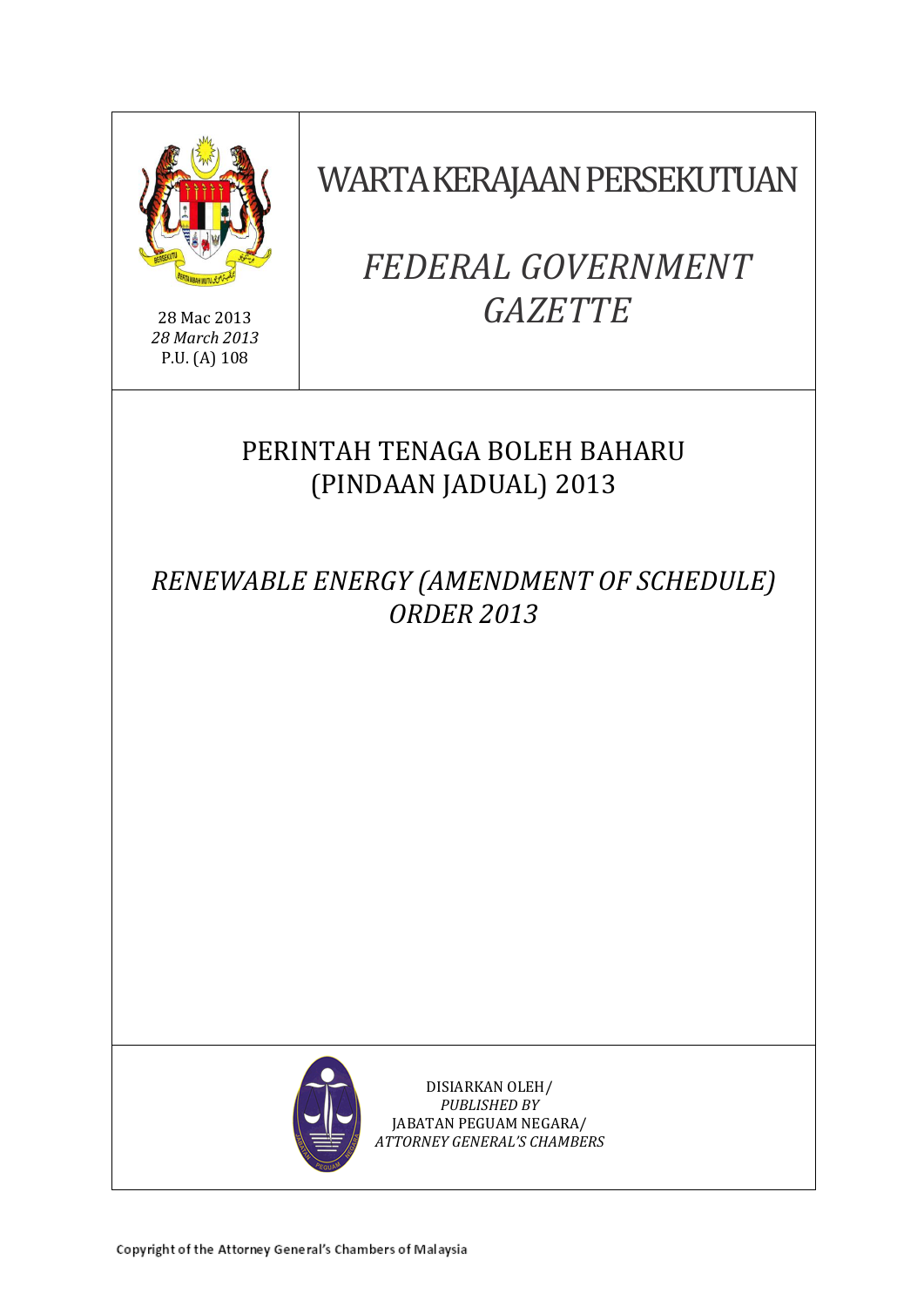28 Mac 2013
*28 March 2013*
P.U. (A) 108

# WARTA KERAJAAN PERSEKUTUAN

# *FEDERAL GOVERNMENT GAZETTE*

## PERINTAH TENAGA BOLEH BAHARU (PINDAAN JADUAL) 2013

## *RENEWABLE ENERGY (AMENDMENT OF SCHEDULE) ORDER 2013*

DISIARKAN OLEH/
*PUBLISHED BY*
JABATAN PEGUAM NEGARA/
*ATTORNEY GENERAL'S CHAMBERS*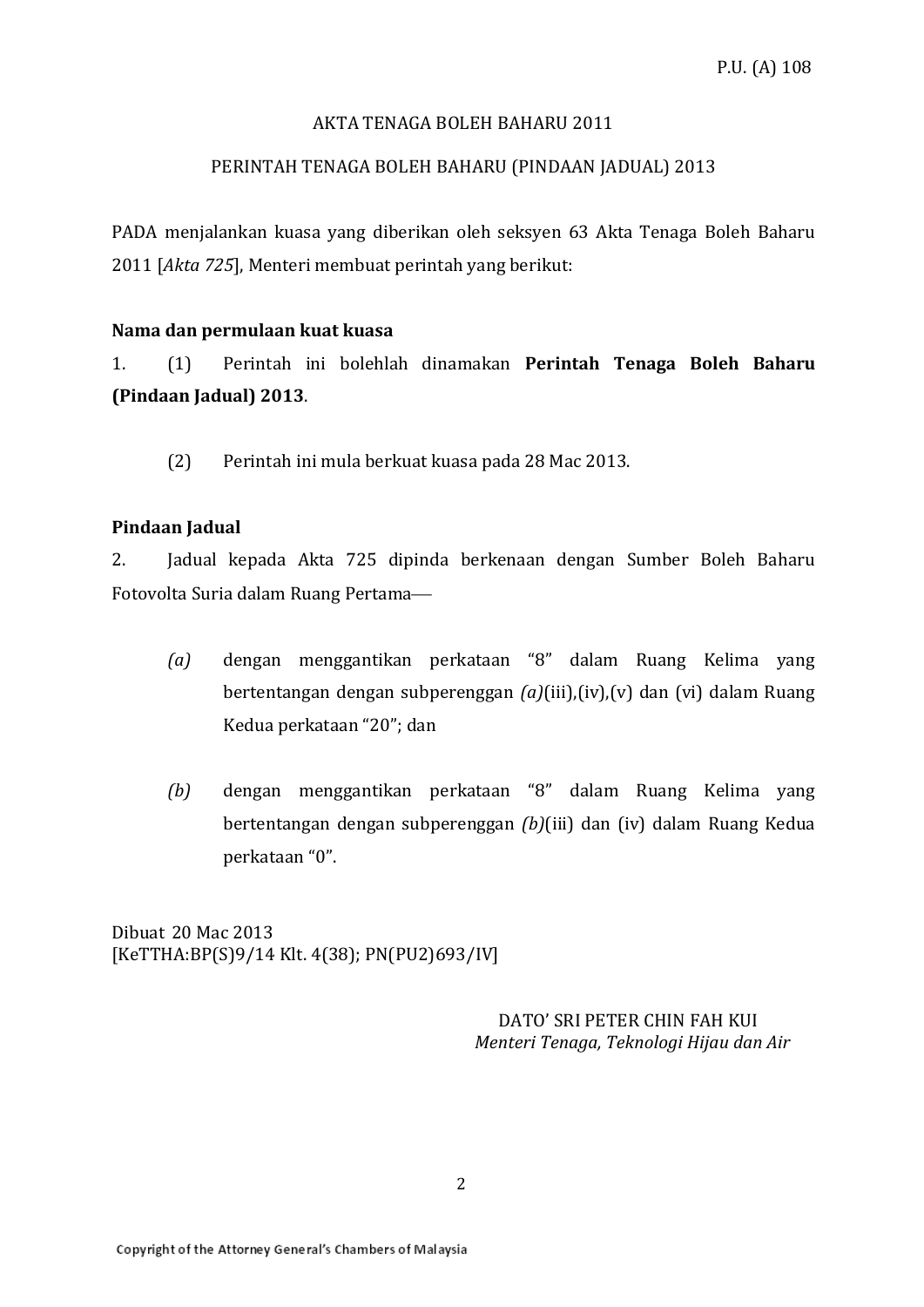P.U. (A) 108

AKTA TENAGA BOLEH BAHARU 2011

PERINTAH TENAGA BOLEH BAHARU (PINDAAN JADUAL) 2013

PADA menjalankan kuasa yang diberikan oleh seksyen 63 Akta Tenaga Boleh Baharu 2011 [*Akta 725*], Menteri membuat perintah yang berikut:

**Nama dan permulaan kuat kuasa**

1. (1) Perintah ini bolehlah dinamakan **Perintah Tenaga Boleh Baharu (Pindaan Jadual) 2013**.

(2) Perintah ini mula berkuat kuasa pada 28 Mac 2013.

**Pindaan Jadual**

2. Jadual kepada Akta 725 dipinda berkenaan dengan Sumber Boleh Baharu Fotovolta Suria dalam Ruang Pertama—

*(a)* dengan menggantikan perkataan "8" dalam Ruang Kelima yang bertentangan dengan subperenggan *(a)*(iii),(iv),(v) dan (vi) dalam Ruang Kedua perkataan "20"; dan

*(b)* dengan menggantikan perkataan "8" dalam Ruang Kelima yang bertentangan dengan subperenggan *(b)*(iii) dan (iv) dalam Ruang Kedua perkataan "0".

Dibuat 20 Mac 2013
[KeTTHA:BP(S)9/14 Klt. 4(38); PN(PU2)693/IV]

DATO' SRI PETER CHIN FAH KUI
*Menteri Tenaga, Teknologi Hijau dan Air*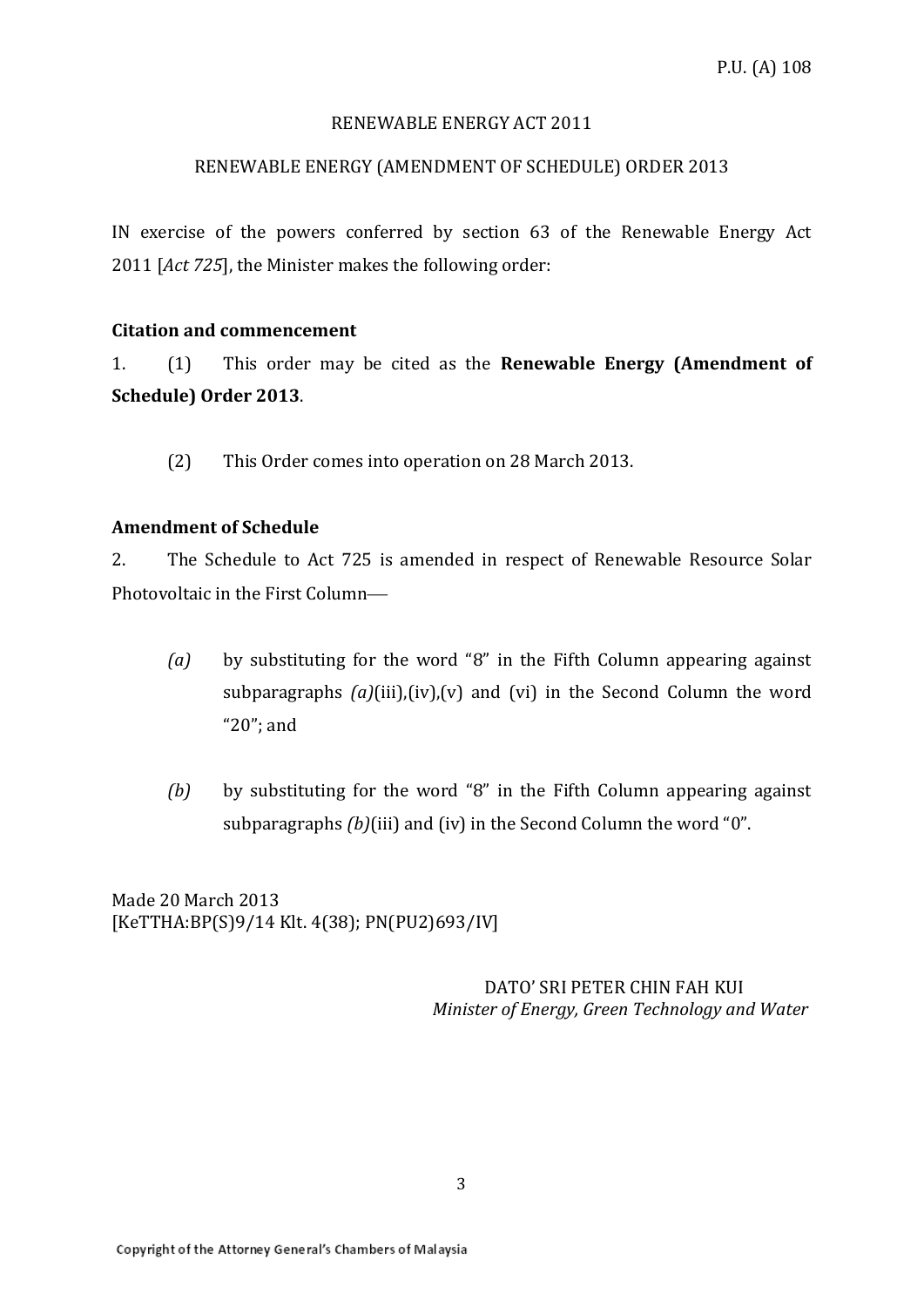P.U. (A) 108

RENEWABLE ENERGY ACT 2011

RENEWABLE ENERGY (AMENDMENT OF SCHEDULE) ORDER 2013

IN exercise of the powers conferred by section 63 of the Renewable Energy Act 2011 [*Act 725*], the Minister makes the following order:

**Citation and commencement**

1. (1) This order may be cited as the **Renewable Energy (Amendment of Schedule) Order 2013**.

(2) This Order comes into operation on 28 March 2013.

**Amendment of Schedule**

2. The Schedule to Act 725 is amended in respect of Renewable Resource Solar Photovoltaic in the First Column—

*(a)* by substituting for the word "8" in the Fifth Column appearing against subparagraphs *(a)*(iii),(iv),(v) and (vi) in the Second Column the word "20"; and

*(b)* by substituting for the word "8" in the Fifth Column appearing against subparagraphs *(b)*(iii) and (iv) in the Second Column the word "0".

Made 20 March 2013
[KeTTHA:BP(S)9/14 Klt. 4(38); PN(PU2)693/IV]

DATO' SRI PETER CHIN FAH KUI
*Minister of Energy, Green Technology and Water*

Copyright of the Attorney General's Chambers of Malaysia